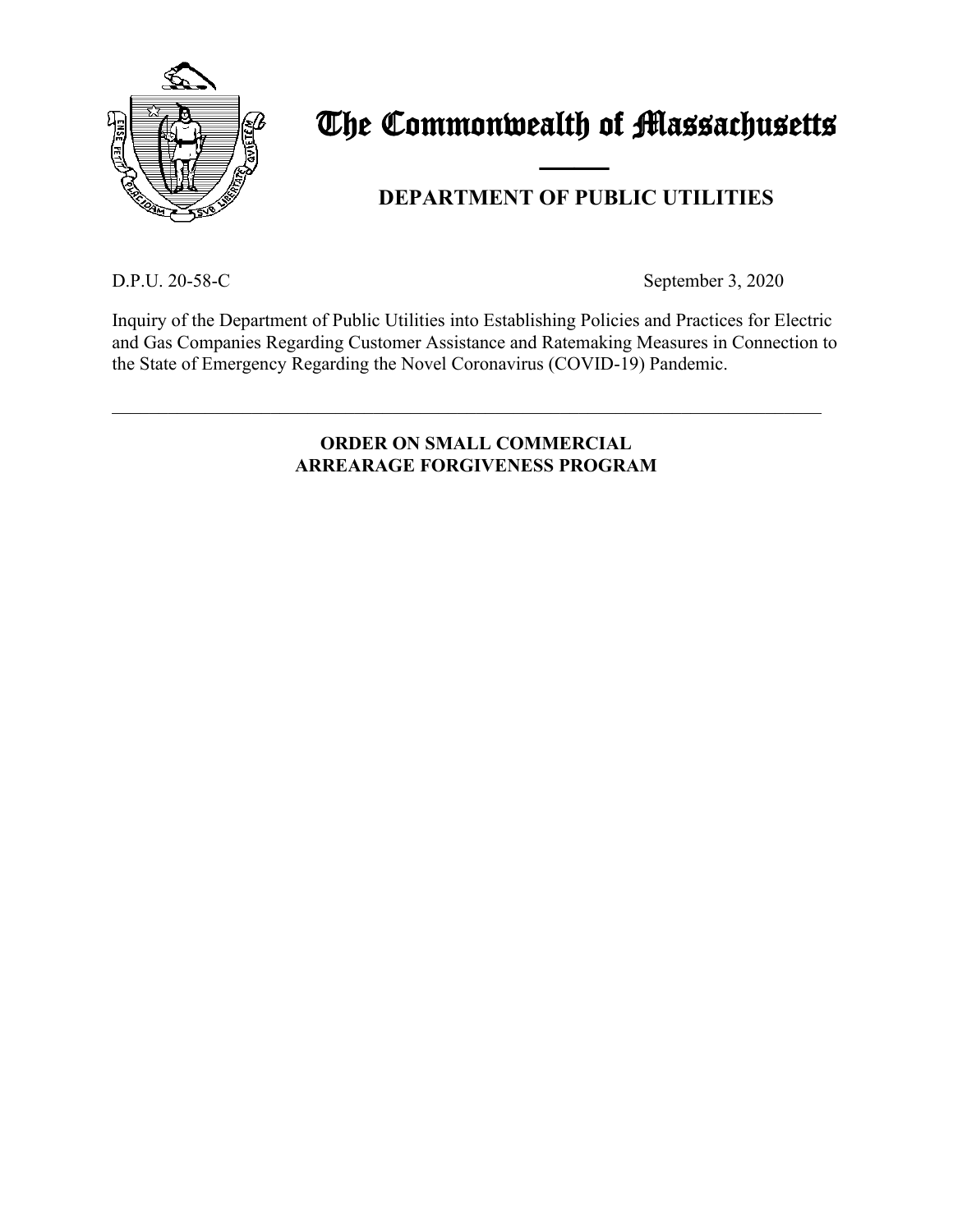# The Commonwealth of Massachusetts

## DEPARTMENT OF PUBLIC UTILITIES

D.P.U. 20-58-C September 3, 2020

Inquiry of the Department of Public Utilities into Establishing Policies and Practices for Electric and Gas Companies Regarding Customer Assistance and Ratemaking Measures in Connection to the State of Emergency Regarding the Novel Coronavirus (COVID-19) Pandemic.

---

**ORDER ON SMALL COMMERCIAL ARREARAGE FORGIVENESS PROGRAM**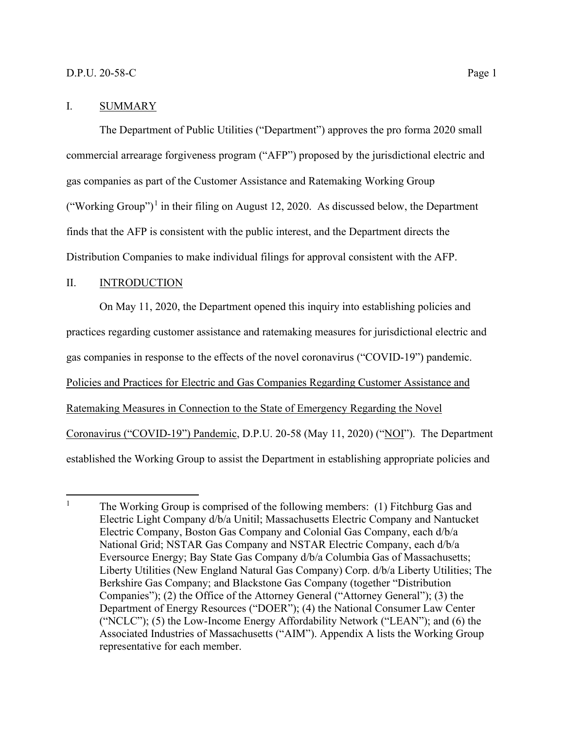## I. SUMMARY

The Department of Public Utilities ("Department") approves the pro forma 2020 small commercial arrearage forgiveness program ("AFP") proposed by the jurisdictional electric and gas companies as part of the Customer Assistance and Ratemaking Working Group ("Working Group")[1] in their filing on August 12, 2020. As discussed below, the Department finds that the AFP is consistent with the public interest, and the Department directs the Distribution Companies to make individual filings for approval consistent with the AFP.

## II. INTRODUCTION

On May 11, 2020, the Department opened this inquiry into establishing policies and practices regarding customer assistance and ratemaking measures for jurisdictional electric and gas companies in response to the effects of the novel coronavirus ("COVID-19") pandemic. Policies and Practices for Electric and Gas Companies Regarding Customer Assistance and Ratemaking Measures in Connection to the State of Emergency Regarding the Novel Coronavirus ("COVID-19") Pandemic, D.P.U. 20-58 (May 11, 2020) ("NOI"). The Department established the Working Group to assist the Department in establishing appropriate policies and

---

[1] The Working Group is comprised of the following members: (1) Fitchburg Gas and Electric Light Company d/b/a Unitil; Massachusetts Electric Company and Nantucket Electric Company, Boston Gas Company and Colonial Gas Company, each d/b/a National Grid; NSTAR Gas Company and NSTAR Electric Company, each d/b/a Eversource Energy; Bay State Gas Company d/b/a Columbia Gas of Massachusetts; Liberty Utilities (New England Natural Gas Company) Corp. d/b/a Liberty Utilities; The Berkshire Gas Company; and Blackstone Gas Company (together "Distribution Companies"); (2) the Office of the Attorney General ("Attorney General"); (3) the Department of Energy Resources ("DOER"); (4) the National Consumer Law Center ("NCLC"); (5) the Low-Income Energy Affordability Network ("LEAN"); and (6) the Associated Industries of Massachusetts ("AIM"). Appendix A lists the Working Group representative for each member.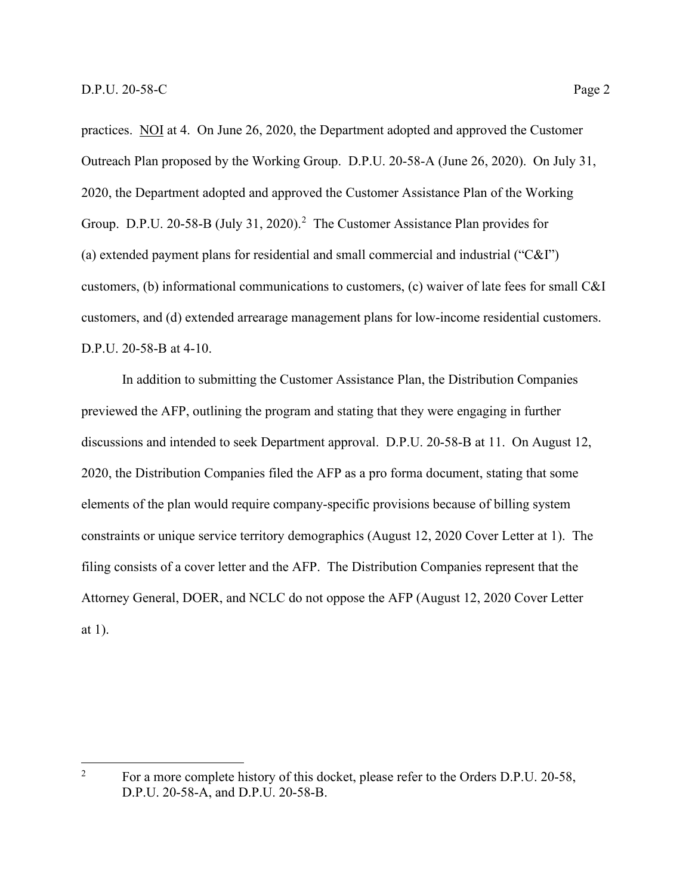practices. NOI at 4. On June 26, 2020, the Department adopted and approved the Customer Outreach Plan proposed by the Working Group. D.P.U. 20-58-A (June 26, 2020). On July 31, 2020, the Department adopted and approved the Customer Assistance Plan of the Working Group. D.P.U. 20-58-B (July 31, 2020).[2] The Customer Assistance Plan provides for (a) extended payment plans for residential and small commercial and industrial ("C&I") customers, (b) informational communications to customers, (c) waiver of late fees for small C&I customers, and (d) extended arrearage management plans for low-income residential customers. D.P.U. 20-58-B at 4-10.

In addition to submitting the Customer Assistance Plan, the Distribution Companies previewed the AFP, outlining the program and stating that they were engaging in further discussions and intended to seek Department approval. D.P.U. 20-58-B at 11. On August 12, 2020, the Distribution Companies filed the AFP as a pro forma document, stating that some elements of the plan would require company-specific provisions because of billing system constraints or unique service territory demographics (August 12, 2020 Cover Letter at 1). The filing consists of a cover letter and the AFP. The Distribution Companies represent that the Attorney General, DOER, and NCLC do not oppose the AFP (August 12, 2020 Cover Letter at 1).

---

[2] For a more complete history of this docket, please refer to the Orders D.P.U. 20-58, D.P.U. 20-58-A, and D.P.U. 20-58-B.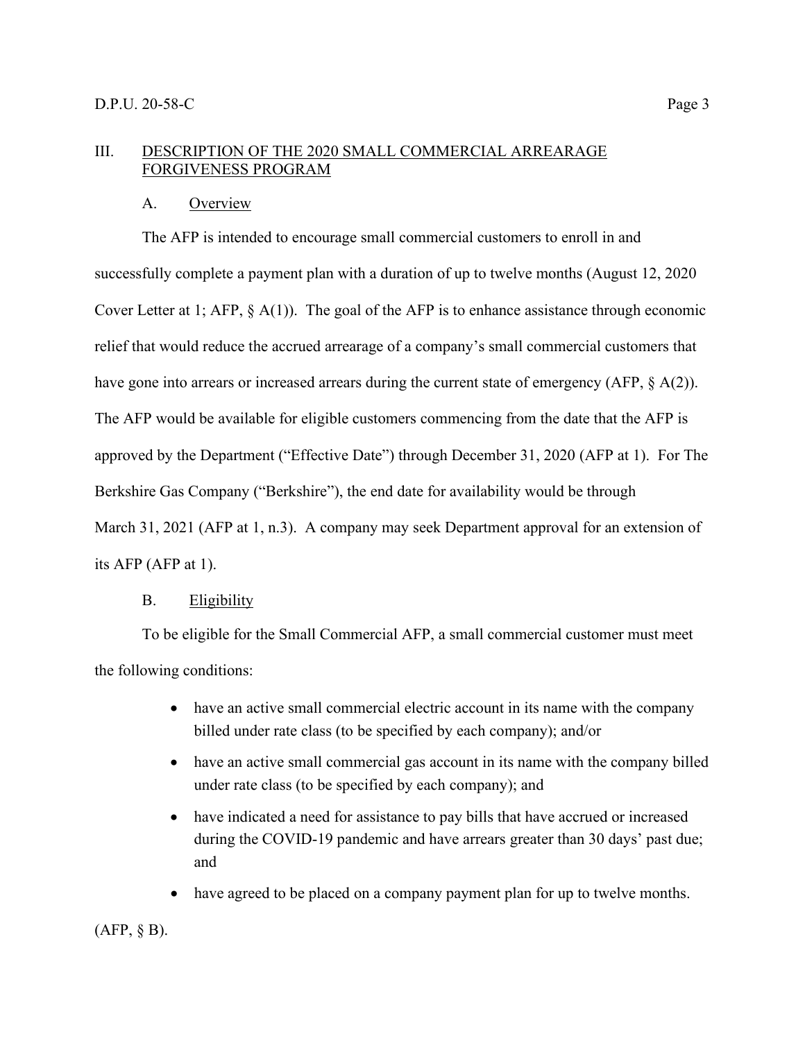## III. DESCRIPTION OF THE 2020 SMALL COMMERCIAL ARREARAGE FORGIVENESS PROGRAM

### A. Overview

The AFP is intended to encourage small commercial customers to enroll in and successfully complete a payment plan with a duration of up to twelve months (August 12, 2020 Cover Letter at 1; AFP, § A(1)). The goal of the AFP is to enhance assistance through economic relief that would reduce the accrued arrearage of a company's small commercial customers that have gone into arrears or increased arrears during the current state of emergency (AFP, § A(2)). The AFP would be available for eligible customers commencing from the date that the AFP is approved by the Department ("Effective Date") through December 31, 2020 (AFP at 1). For The Berkshire Gas Company ("Berkshire"), the end date for availability would be through March 31, 2021 (AFP at 1, n.3). A company may seek Department approval for an extension of its AFP (AFP at 1).

### B. Eligibility

To be eligible for the Small Commercial AFP, a small commercial customer must meet the following conditions:

- have an active small commercial electric account in its name with the company billed under rate class (to be specified by each company); and/or
- have an active small commercial gas account in its name with the company billed under rate class (to be specified by each company); and
- have indicated a need for assistance to pay bills that have accrued or increased during the COVID-19 pandemic and have arrears greater than 30 days' past due; and
- have agreed to be placed on a company payment plan for up to twelve months.

(AFP, § B).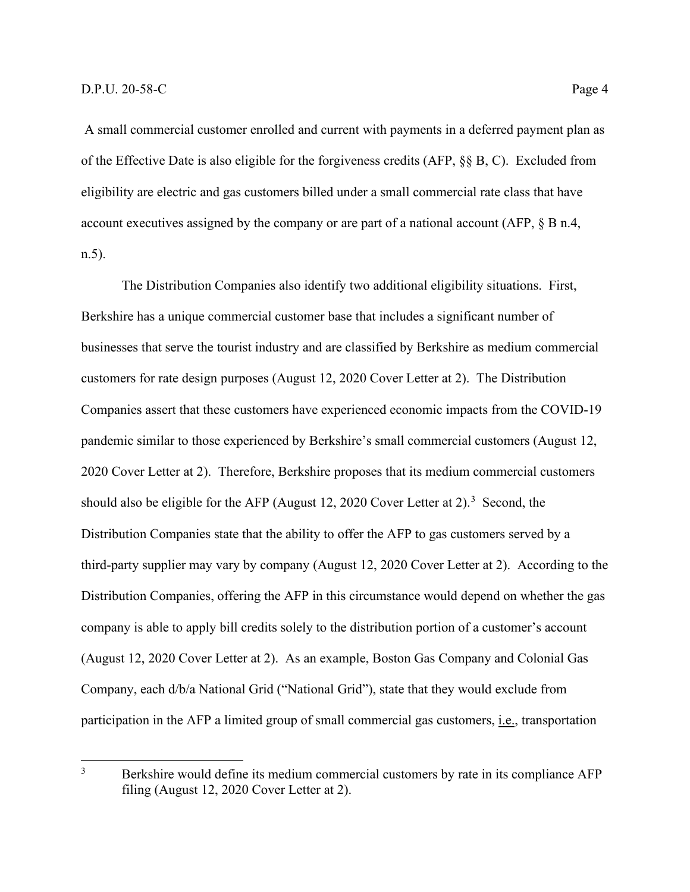A small commercial customer enrolled and current with payments in a deferred payment plan as of the Effective Date is also eligible for the forgiveness credits (AFP, §§ B, C). Excluded from eligibility are electric and gas customers billed under a small commercial rate class that have account executives assigned by the company or are part of a national account (AFP, § B n.4, n.5).

The Distribution Companies also identify two additional eligibility situations. First, Berkshire has a unique commercial customer base that includes a significant number of businesses that serve the tourist industry and are classified by Berkshire as medium commercial customers for rate design purposes (August 12, 2020 Cover Letter at 2). The Distribution Companies assert that these customers have experienced economic impacts from the COVID-19 pandemic similar to those experienced by Berkshire's small commercial customers (August 12, 2020 Cover Letter at 2). Therefore, Berkshire proposes that its medium commercial customers should also be eligible for the AFP (August 12, 2020 Cover Letter at 2).[3] Second, the Distribution Companies state that the ability to offer the AFP to gas customers served by a third-party supplier may vary by company (August 12, 2020 Cover Letter at 2). According to the Distribution Companies, offering the AFP in this circumstance would depend on whether the gas company is able to apply bill credits solely to the distribution portion of a customer's account (August 12, 2020 Cover Letter at 2). As an example, Boston Gas Company and Colonial Gas Company, each d/b/a National Grid ("National Grid"), state that they would exclude from participation in the AFP a limited group of small commercial gas customers, i.e., transportation

[3] Berkshire would define its medium commercial customers by rate in its compliance AFP filing (August 12, 2020 Cover Letter at 2).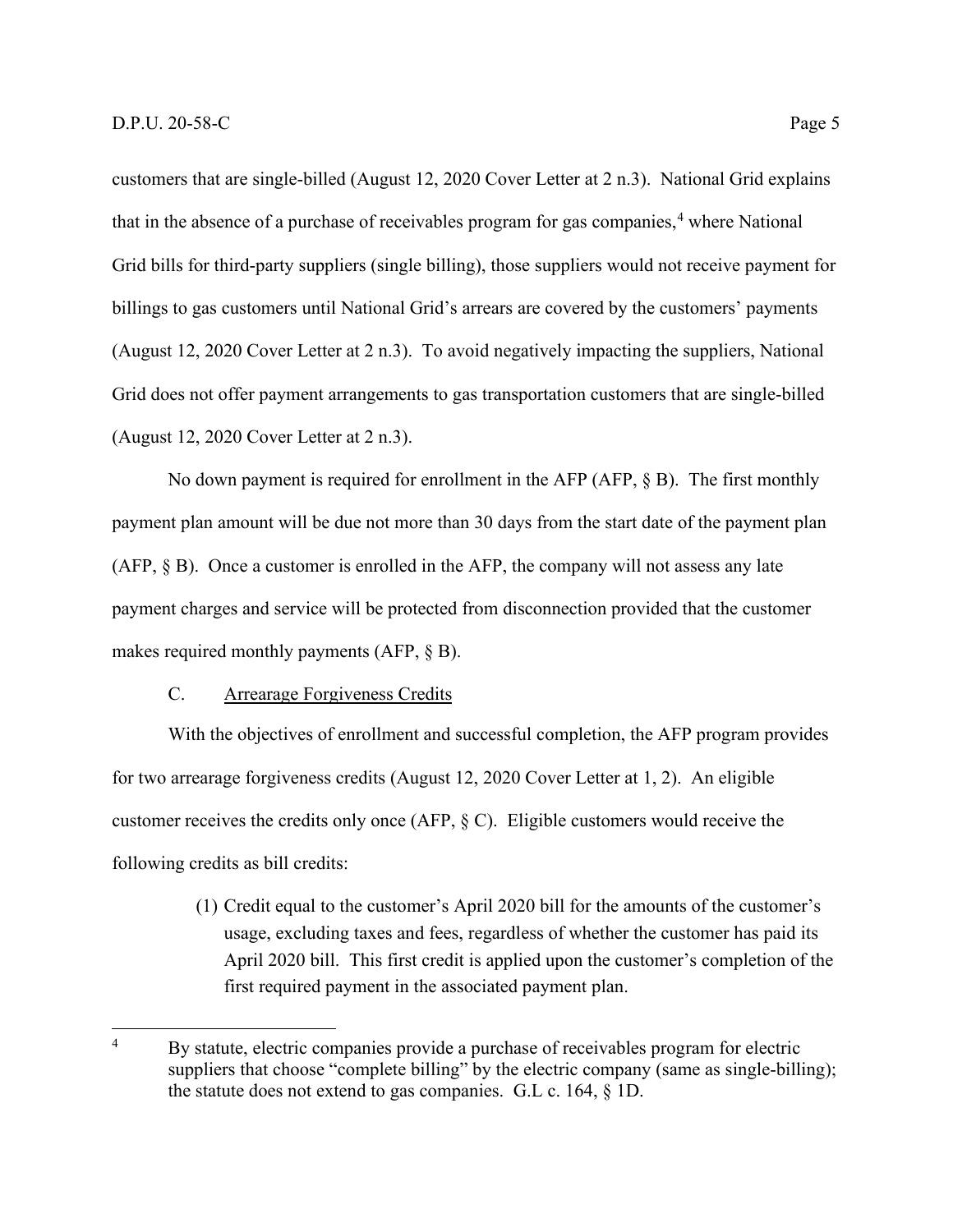customers that are single-billed (August 12, 2020 Cover Letter at 2 n.3). National Grid explains that in the absence of a purchase of receivables program for gas companies,[4] where National Grid bills for third-party suppliers (single billing), those suppliers would not receive payment for billings to gas customers until National Grid's arrears are covered by the customers' payments (August 12, 2020 Cover Letter at 2 n.3). To avoid negatively impacting the suppliers, National Grid does not offer payment arrangements to gas transportation customers that are single-billed (August 12, 2020 Cover Letter at 2 n.3).

No down payment is required for enrollment in the AFP (AFP, § B). The first monthly payment plan amount will be due not more than 30 days from the start date of the payment plan (AFP, § B). Once a customer is enrolled in the AFP, the company will not assess any late payment charges and service will be protected from disconnection provided that the customer makes required monthly payments (AFP, § B).

### C. Arrearage Forgiveness Credits

With the objectives of enrollment and successful completion, the AFP program provides for two arrearage forgiveness credits (August 12, 2020 Cover Letter at 1, 2). An eligible customer receives the credits only once (AFP, § C). Eligible customers would receive the following credits as bill credits:

> (1) Credit equal to the customer's April 2020 bill for the amounts of the customer's usage, excluding taxes and fees, regardless of whether the customer has paid its April 2020 bill. This first credit is applied upon the customer's completion of the first required payment in the associated payment plan.

---

[4] By statute, electric companies provide a purchase of receivables program for electric suppliers that choose "complete billing" by the electric company (same as single-billing); the statute does not extend to gas companies. G.L c. 164, § 1D.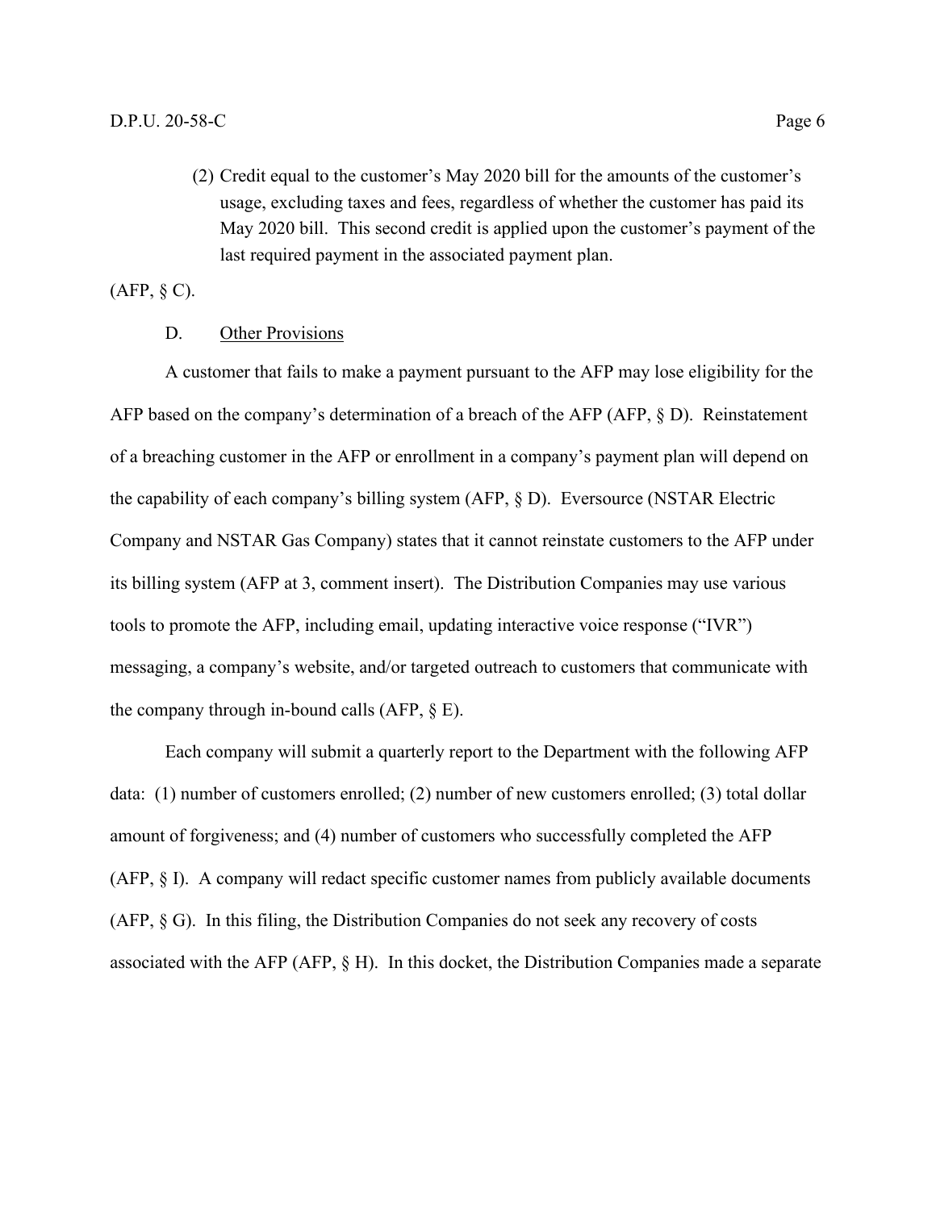(2) Credit equal to the customer's May 2020 bill for the amounts of the customer's usage, excluding taxes and fees, regardless of whether the customer has paid its May 2020 bill. This second credit is applied upon the customer's payment of the last required payment in the associated payment plan.

(AFP, § C).

D. Other Provisions

A customer that fails to make a payment pursuant to the AFP may lose eligibility for the AFP based on the company's determination of a breach of the AFP (AFP, § D). Reinstatement of a breaching customer in the AFP or enrollment in a company's payment plan will depend on the capability of each company's billing system (AFP, § D). Eversource (NSTAR Electric Company and NSTAR Gas Company) states that it cannot reinstate customers to the AFP under its billing system (AFP at 3, comment insert). The Distribution Companies may use various tools to promote the AFP, including email, updating interactive voice response ("IVR") messaging, a company's website, and/or targeted outreach to customers that communicate with the company through in-bound calls (AFP, § E).

Each company will submit a quarterly report to the Department with the following AFP data: (1) number of customers enrolled; (2) number of new customers enrolled; (3) total dollar amount of forgiveness; and (4) number of customers who successfully completed the AFP (AFP, § I). A company will redact specific customer names from publicly available documents (AFP, § G). In this filing, the Distribution Companies do not seek any recovery of costs associated with the AFP (AFP, § H). In this docket, the Distribution Companies made a separate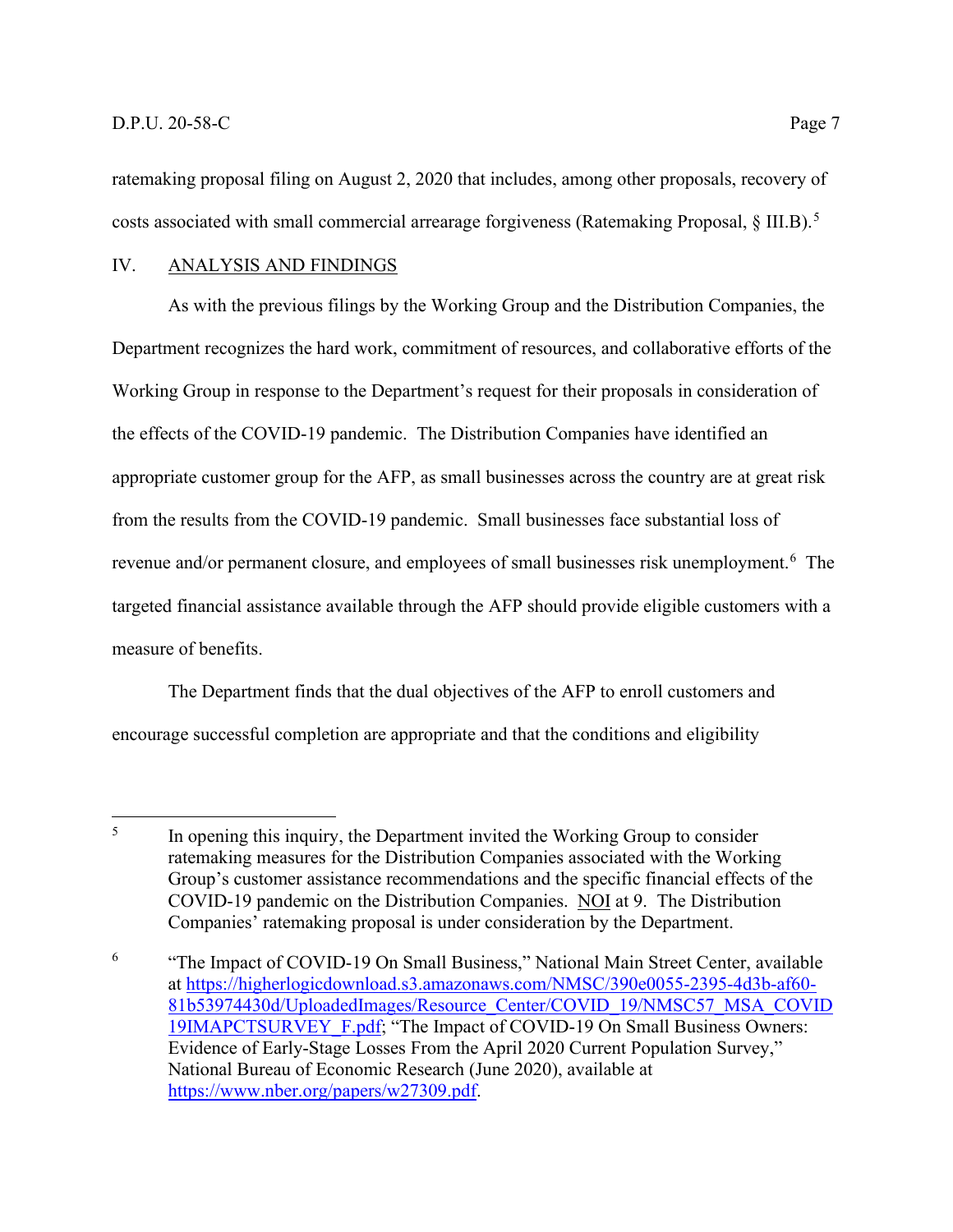ratemaking proposal filing on August 2, 2020 that includes, among other proposals, recovery of costs associated with small commercial arrearage forgiveness (Ratemaking Proposal, § III.B).[5]

## IV. ANALYSIS AND FINDINGS

As with the previous filings by the Working Group and the Distribution Companies, the Department recognizes the hard work, commitment of resources, and collaborative efforts of the Working Group in response to the Department's request for their proposals in consideration of the effects of the COVID-19 pandemic. The Distribution Companies have identified an appropriate customer group for the AFP, as small businesses across the country are at great risk from the results from the COVID-19 pandemic. Small businesses face substantial loss of revenue and/or permanent closure, and employees of small businesses risk unemployment.[6] The targeted financial assistance available through the AFP should provide eligible customers with a measure of benefits.

The Department finds that the dual objectives of the AFP to enroll customers and encourage successful completion are appropriate and that the conditions and eligibility

---

[5] In opening this inquiry, the Department invited the Working Group to consider ratemaking measures for the Distribution Companies associated with the Working Group's customer assistance recommendations and the specific financial effects of the COVID-19 pandemic on the Distribution Companies. NOI at 9. The Distribution Companies' ratemaking proposal is under consideration by the Department.

[6] "The Impact of COVID-19 On Small Business," National Main Street Center, available at https://higherlogicdownload.s3.amazonaws.com/NMSC/390e0055-2395-4d3b-af60-81b53974430d/UploadedImages/Resource_Center/COVID_19/NMSC57_MSA_COVID19IMAPCTSURVEY_F.pdf; "The Impact of COVID-19 On Small Business Owners: Evidence of Early-Stage Losses From the April 2020 Current Population Survey," National Bureau of Economic Research (June 2020), available at https://www.nber.org/papers/w27309.pdf.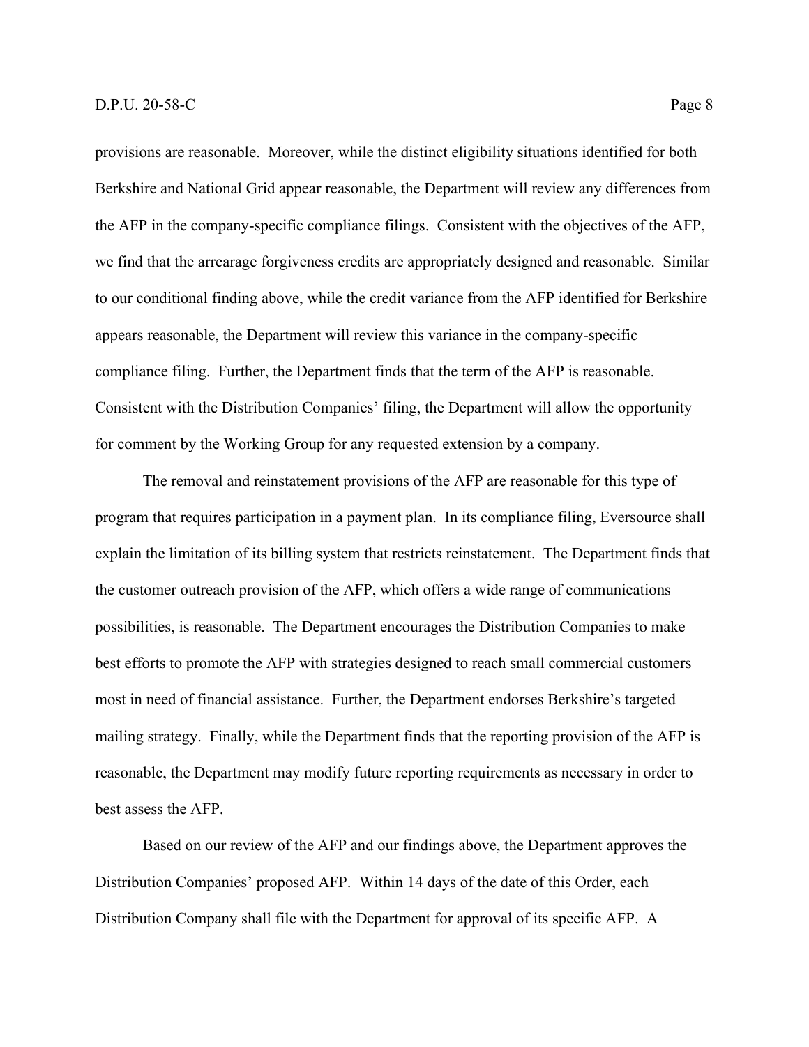provisions are reasonable. Moreover, while the distinct eligibility situations identified for both Berkshire and National Grid appear reasonable, the Department will review any differences from the AFP in the company-specific compliance filings. Consistent with the objectives of the AFP, we find that the arrearage forgiveness credits are appropriately designed and reasonable. Similar to our conditional finding above, while the credit variance from the AFP identified for Berkshire appears reasonable, the Department will review this variance in the company-specific compliance filing. Further, the Department finds that the term of the AFP is reasonable. Consistent with the Distribution Companies' filing, the Department will allow the opportunity for comment by the Working Group for any requested extension by a company.

The removal and reinstatement provisions of the AFP are reasonable for this type of program that requires participation in a payment plan. In its compliance filing, Eversource shall explain the limitation of its billing system that restricts reinstatement. The Department finds that the customer outreach provision of the AFP, which offers a wide range of communications possibilities, is reasonable. The Department encourages the Distribution Companies to make best efforts to promote the AFP with strategies designed to reach small commercial customers most in need of financial assistance. Further, the Department endorses Berkshire's targeted mailing strategy. Finally, while the Department finds that the reporting provision of the AFP is reasonable, the Department may modify future reporting requirements as necessary in order to best assess the AFP.

Based on our review of the AFP and our findings above, the Department approves the Distribution Companies' proposed AFP. Within 14 days of the date of this Order, each Distribution Company shall file with the Department for approval of its specific AFP. A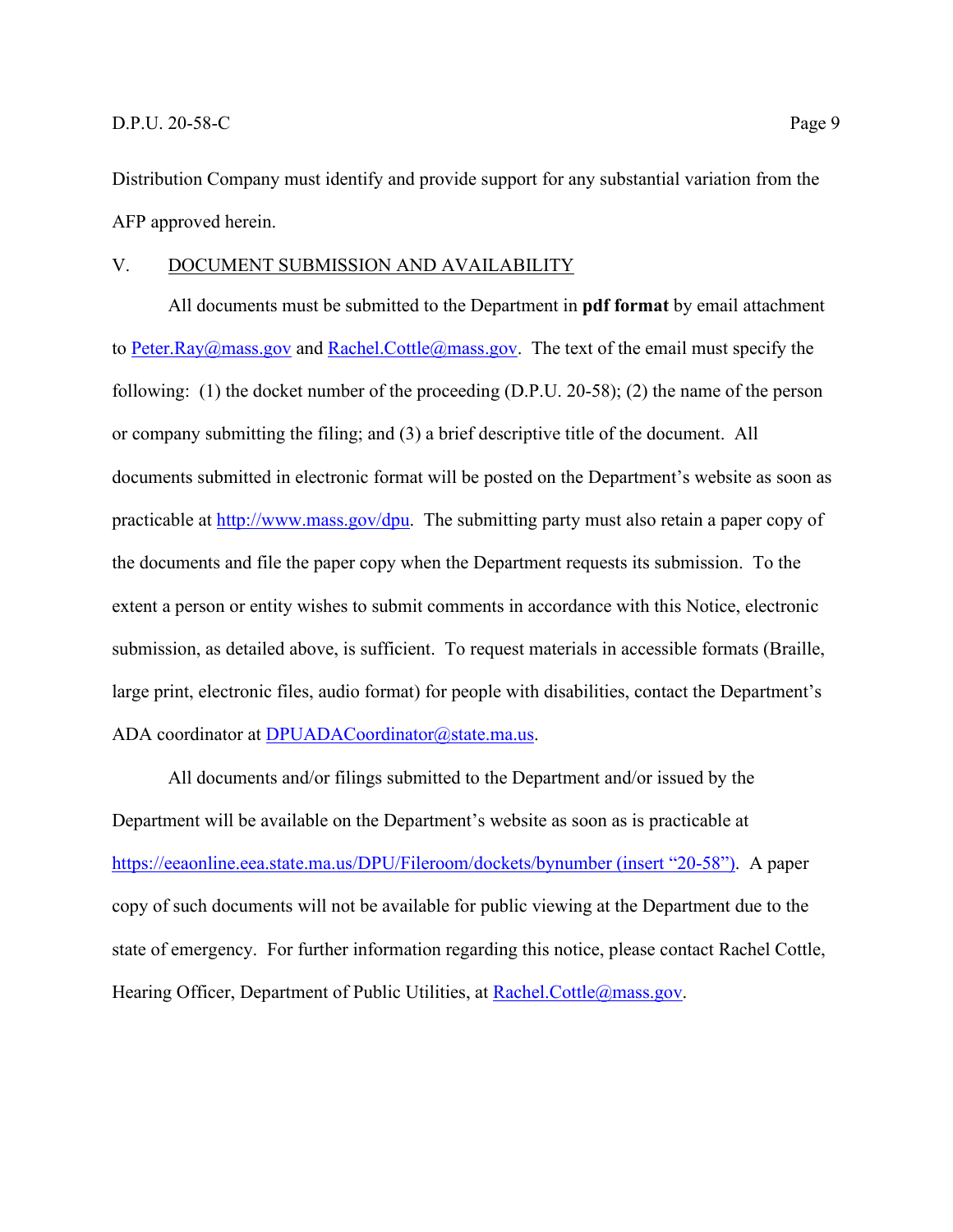Distribution Company must identify and provide support for any substantial variation from the AFP approved herein.

## V. DOCUMENT SUBMISSION AND AVAILABILITY

All documents must be submitted to the Department in **pdf format** by email attachment to Peter.Ray@mass.gov and Rachel.Cottle@mass.gov. The text of the email must specify the following: (1) the docket number of the proceeding (D.P.U. 20-58); (2) the name of the person or company submitting the filing; and (3) a brief descriptive title of the document. All documents submitted in electronic format will be posted on the Department's website as soon as practicable at http://www.mass.gov/dpu. The submitting party must also retain a paper copy of the documents and file the paper copy when the Department requests its submission. To the extent a person or entity wishes to submit comments in accordance with this Notice, electronic submission, as detailed above, is sufficient. To request materials in accessible formats (Braille, large print, electronic files, audio format) for people with disabilities, contact the Department's ADA coordinator at DPUADACoordinator@state.ma.us.

All documents and/or filings submitted to the Department and/or issued by the Department will be available on the Department's website as soon as is practicable at https://eeaonline.eea.state.ma.us/DPU/Fileroom/dockets/bynumber (insert "20-58"). A paper copy of such documents will not be available for public viewing at the Department due to the state of emergency. For further information regarding this notice, please contact Rachel Cottle, Hearing Officer, Department of Public Utilities, at Rachel.Cottle@mass.gov.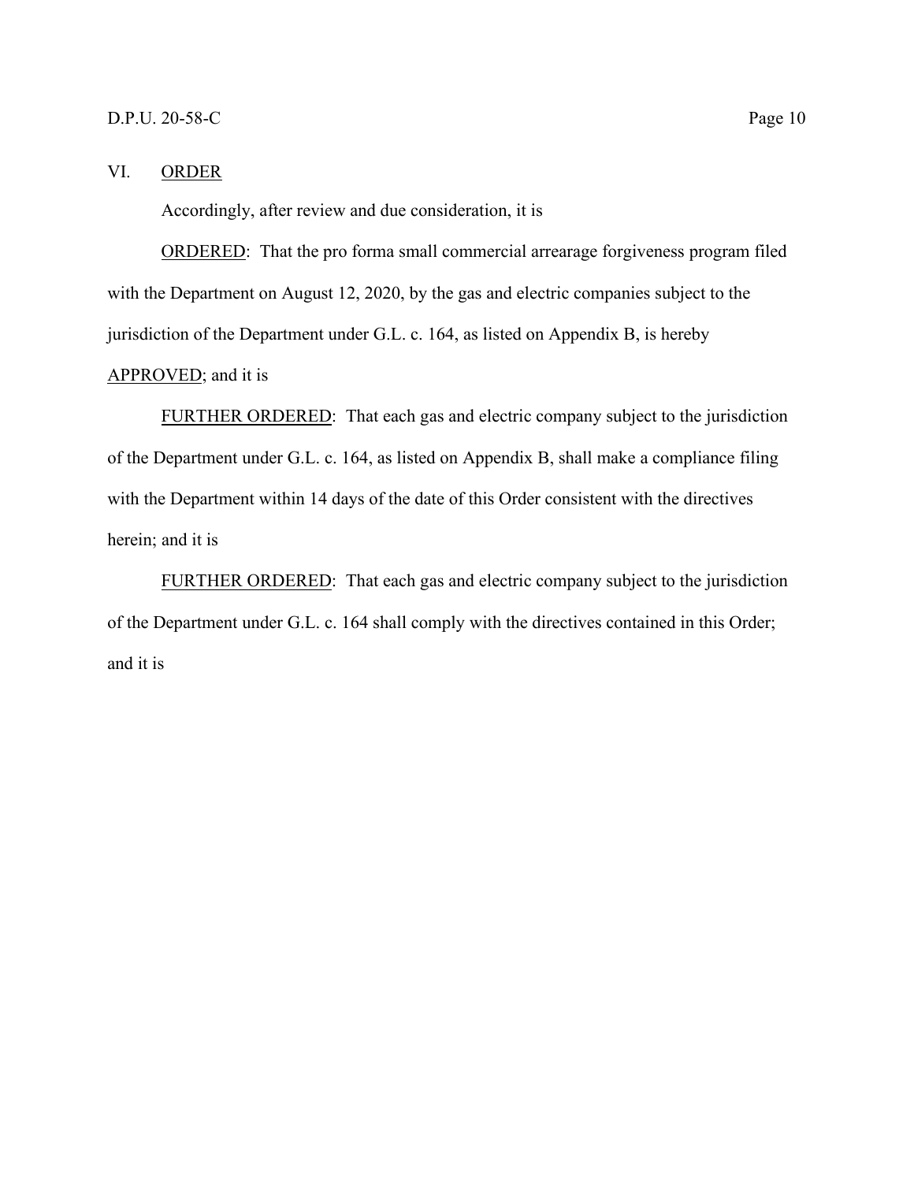## VI. ORDER

Accordingly, after review and due consideration, it is

ORDERED: That the pro forma small commercial arrearage forgiveness program filed with the Department on August 12, 2020, by the gas and electric companies subject to the jurisdiction of the Department under G.L. c. 164, as listed on Appendix B, is hereby APPROVED; and it is

FURTHER ORDERED: That each gas and electric company subject to the jurisdiction of the Department under G.L. c. 164, as listed on Appendix B, shall make a compliance filing with the Department within 14 days of the date of this Order consistent with the directives herein; and it is

FURTHER ORDERED: That each gas and electric company subject to the jurisdiction of the Department under G.L. c. 164 shall comply with the directives contained in this Order; and it is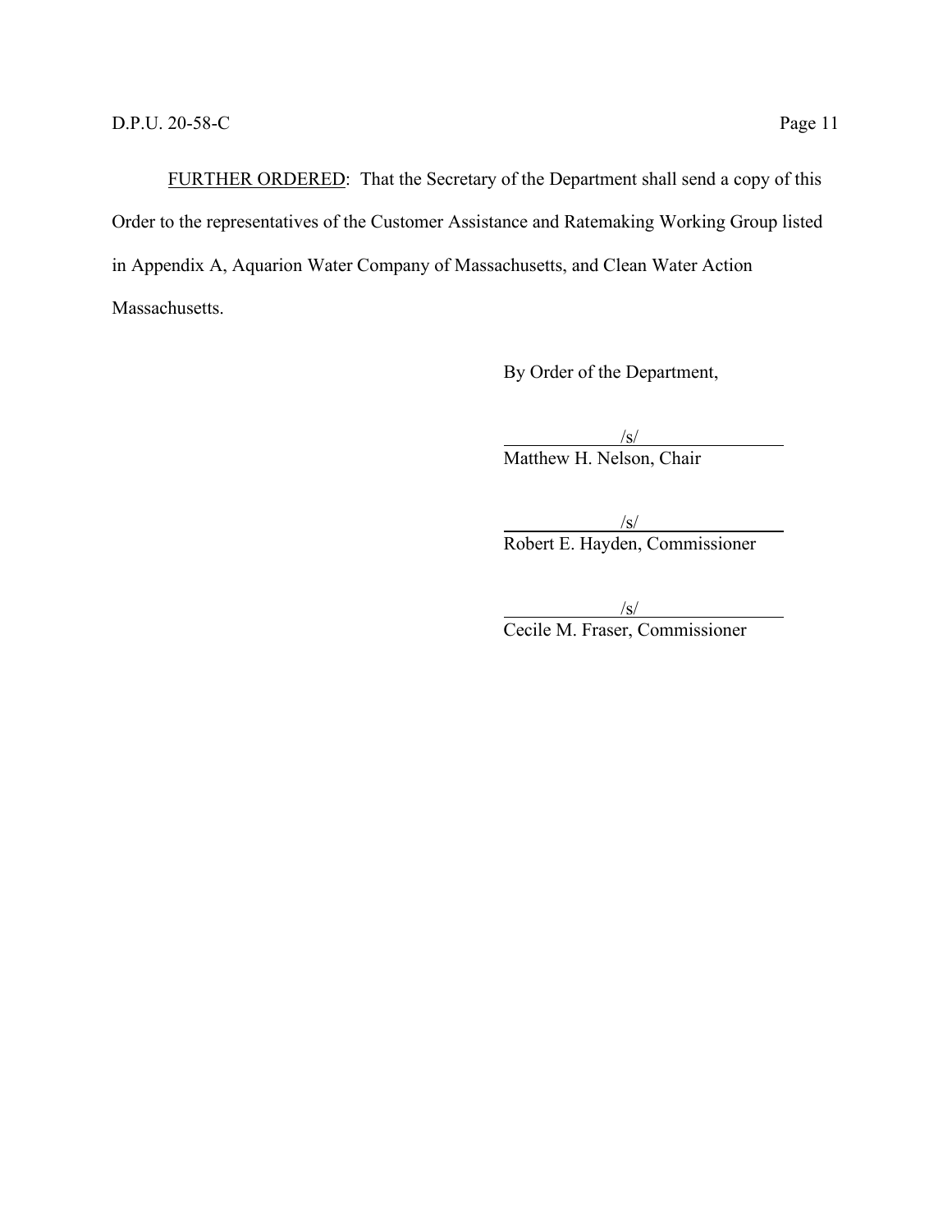<u>FURTHER ORDERED</u>: That the Secretary of the Department shall send a copy of this Order to the representatives of the Customer Assistance and Ratemaking Working Group listed in Appendix A, Aquarion Water Company of Massachusetts, and Clean Water Action Massachusetts.

By Order of the Department,

/s/
Matthew H. Nelson, Chair

/s/
Robert E. Hayden, Commissioner

/s/
Cecile M. Fraser, Commissioner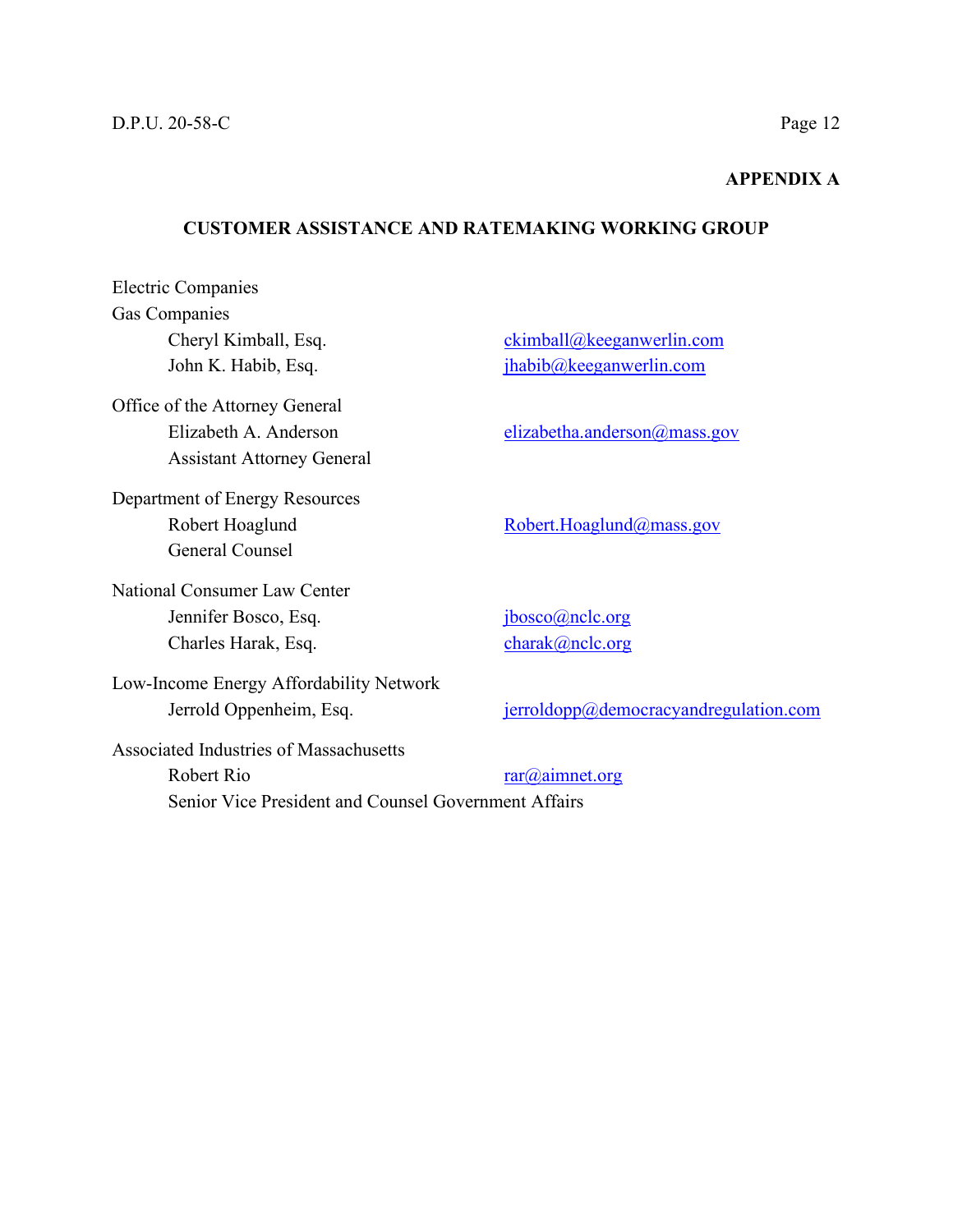**APPENDIX A**

**CUSTOMER ASSISTANCE AND RATEMAKING WORKING GROUP**

Electric Companies
Gas Companies

| | |
|---|---|
| Cheryl Kimball, Esq. | ckimball@keeganwerlin.com |
| John K. Habib, Esq. | jhabib@keeganwerlin.com |

Office of the Attorney General

| | |
|---|---|
| Elizabeth A. Anderson<br>Assistant Attorney General | elizabetha.anderson@mass.gov |

Department of Energy Resources

| | |
|---|---|
| Robert Hoaglund<br>General Counsel | Robert.Hoaglund@mass.gov |

National Consumer Law Center

| | |
|---|---|
| Jennifer Bosco, Esq. | jbosco@nclc.org |
| Charles Harak, Esq. | charak@nclc.org |

Low-Income Energy Affordability Network

| | |
|---|---|
| Jerrold Oppenheim, Esq. | jerroldopp@democracyandregulation.com |

Associated Industries of Massachusetts

| | |
|---|---|
| Robert Rio<br>Senior Vice President and Counsel Government Affairs | rar@aimnet.org |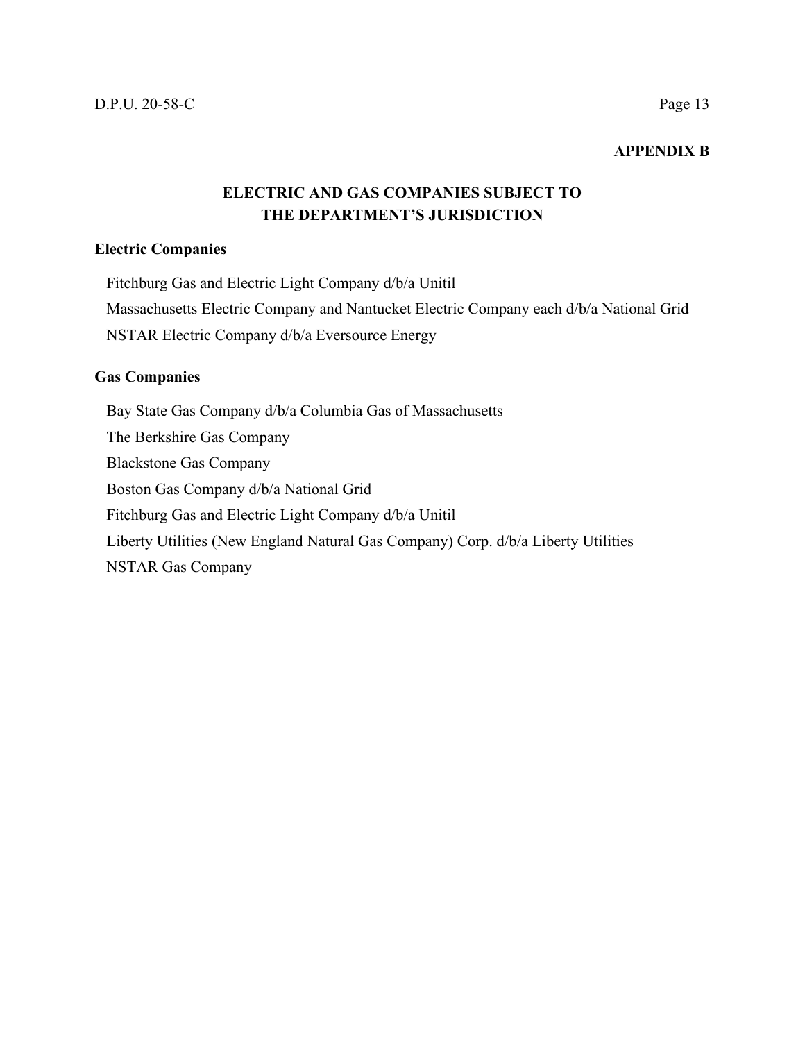**APPENDIX B**

## ELECTRIC AND GAS COMPANIES SUBJECT TO THE DEPARTMENT'S JURISDICTION

### Electric Companies

Fitchburg Gas and Electric Light Company d/b/a Unitil

Massachusetts Electric Company and Nantucket Electric Company each d/b/a National Grid

NSTAR Electric Company d/b/a Eversource Energy

### Gas Companies

Bay State Gas Company d/b/a Columbia Gas of Massachusetts

The Berkshire Gas Company

Blackstone Gas Company

Boston Gas Company d/b/a National Grid

Fitchburg Gas and Electric Light Company d/b/a Unitil

Liberty Utilities (New England Natural Gas Company) Corp. d/b/a Liberty Utilities

NSTAR Gas Company